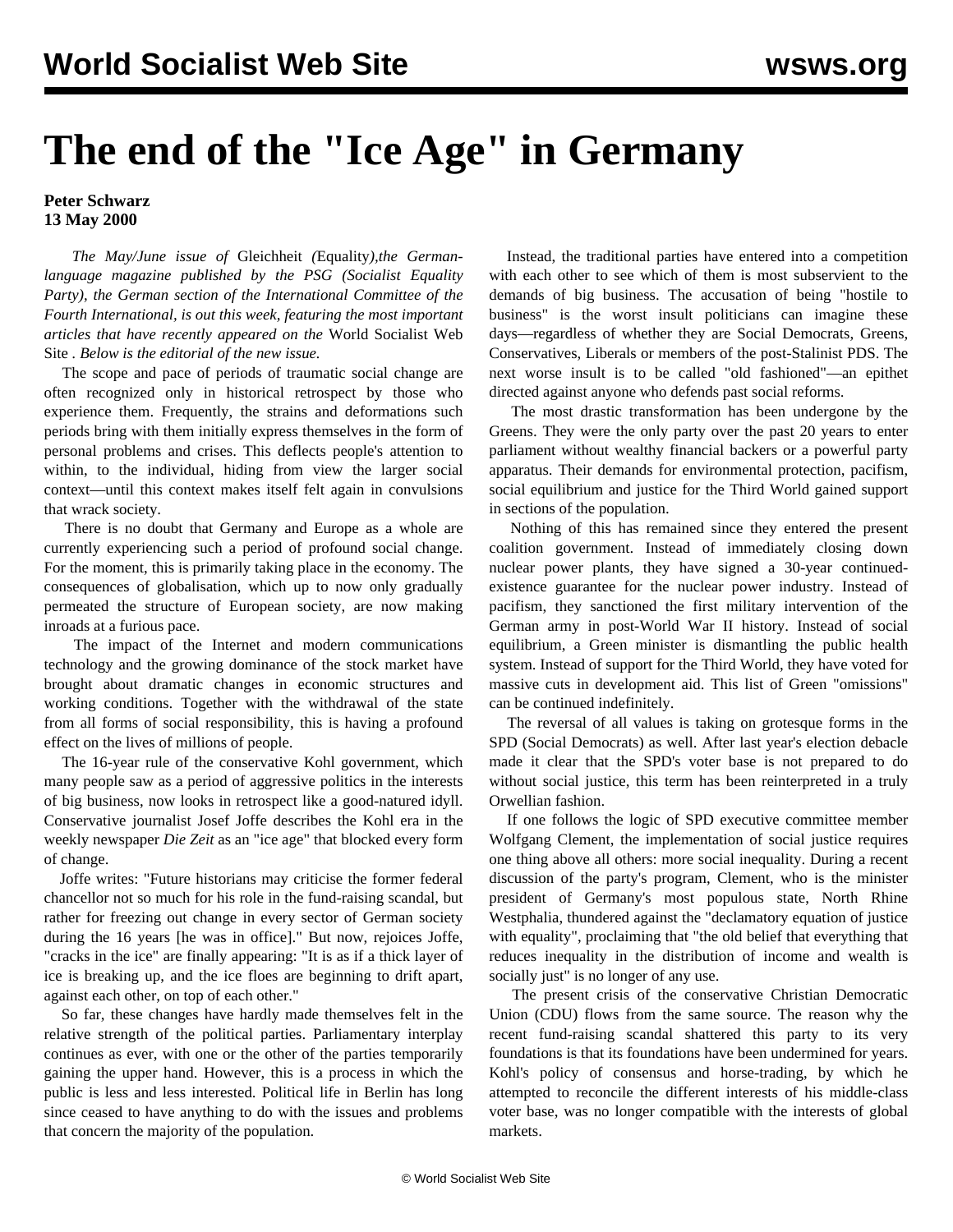# The end of the "Ice Age" in Germany

**Peter Schwarz**
**13 May 2000**

*The May/June issue of* Gleichheit *(*Equality*),the German-language magazine published by the PSG (Socialist Equality Party), the German section of the International Committee of the Fourth International, is out this week, featuring the most important articles that have recently appeared on the* World Socialist Web Site *. Below is the editorial of the new issue.*

The scope and pace of periods of traumatic social change are often recognized only in historical retrospect by those who experience them. Frequently, the strains and deformations such periods bring with them initially express themselves in the form of personal problems and crises. This deflects people's attention to within, to the individual, hiding from view the larger social context—until this context makes itself felt again in convulsions that wrack society.

There is no doubt that Germany and Europe as a whole are currently experiencing such a period of profound social change. For the moment, this is primarily taking place in the economy. The consequences of globalisation, which up to now only gradually permeated the structure of European society, are now making inroads at a furious pace.

The impact of the Internet and modern communications technology and the growing dominance of the stock market have brought about dramatic changes in economic structures and working conditions. Together with the withdrawal of the state from all forms of social responsibility, this is having a profound effect on the lives of millions of people.

The 16-year rule of the conservative Kohl government, which many people saw as a period of aggressive politics in the interests of big business, now looks in retrospect like a good-natured idyll. Conservative journalist Josef Joffe describes the Kohl era in the weekly newspaper *Die Zeit* as an "ice age" that blocked every form of change.

Joffe writes: "Future historians may criticise the former federal chancellor not so much for his role in the fund-raising scandal, but rather for freezing out change in every sector of German society during the 16 years [he was in office]." But now, rejoices Joffe, "cracks in the ice" are finally appearing: "It is as if a thick layer of ice is breaking up, and the ice floes are beginning to drift apart, against each other, on top of each other."

So far, these changes have hardly made themselves felt in the relative strength of the political parties. Parliamentary interplay continues as ever, with one or the other of the parties temporarily gaining the upper hand. However, this is a process in which the public is less and less interested. Political life in Berlin has long since ceased to have anything to do with the issues and problems that concern the majority of the population.

Instead, the traditional parties have entered into a competition with each other to see which of them is most subservient to the demands of big business. The accusation of being "hostile to business" is the worst insult politicians can imagine these days—regardless of whether they are Social Democrats, Greens, Conservatives, Liberals or members of the post-Stalinist PDS. The next worse insult is to be called "old fashioned"—an epithet directed against anyone who defends past social reforms.

The most drastic transformation has been undergone by the Greens. They were the only party over the past 20 years to enter parliament without wealthy financial backers or a powerful party apparatus. Their demands for environmental protection, pacifism, social equilibrium and justice for the Third World gained support in sections of the population.

Nothing of this has remained since they entered the present coalition government. Instead of immediately closing down nuclear power plants, they have signed a 30-year continued-existence guarantee for the nuclear power industry. Instead of pacifism, they sanctioned the first military intervention of the German army in post-World War II history. Instead of social equilibrium, a Green minister is dismantling the public health system. Instead of support for the Third World, they have voted for massive cuts in development aid. This list of Green "omissions" can be continued indefinitely.

The reversal of all values is taking on grotesque forms in the SPD (Social Democrats) as well. After last year's election debacle made it clear that the SPD's voter base is not prepared to do without social justice, this term has been reinterpreted in a truly Orwellian fashion.

If one follows the logic of SPD executive committee member Wolfgang Clement, the implementation of social justice requires one thing above all others: more social inequality. During a recent discussion of the party's program, Clement, who is the minister president of Germany's most populous state, North Rhine Westphalia, thundered against the "declamatory equation of justice with equality", proclaiming that "the old belief that everything that reduces inequality in the distribution of income and wealth is socially just" is no longer of any use.

The present crisis of the conservative Christian Democratic Union (CDU) flows from the same source. The reason why the recent fund-raising scandal shattered this party to its very foundations is that its foundations have been undermined for years. Kohl's policy of consensus and horse-trading, by which he attempted to reconcile the different interests of his middle-class voter base, was no longer compatible with the interests of global markets.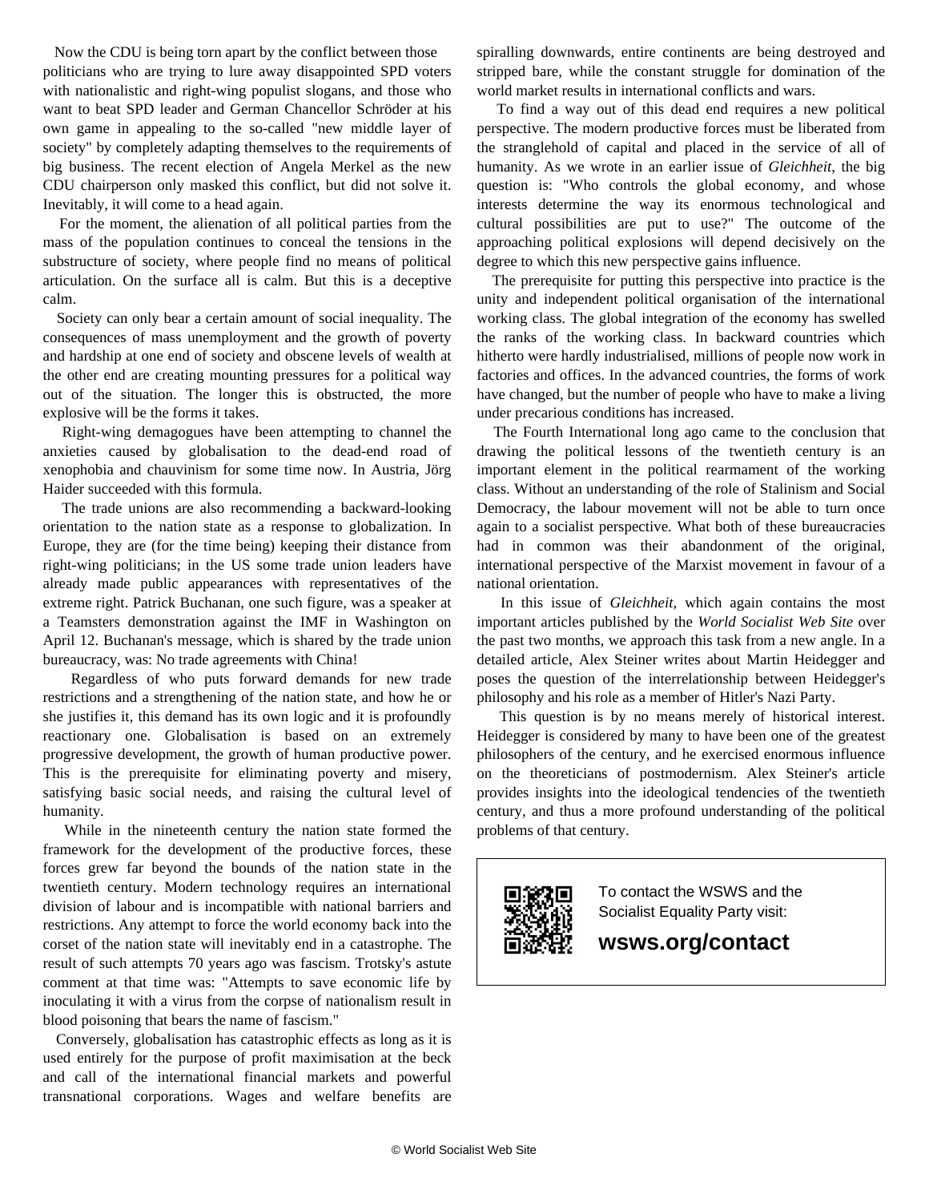Now the CDU is being torn apart by the conflict between those politicians who are trying to lure away disappointed SPD voters with nationalistic and right-wing populist slogans, and those who want to beat SPD leader and German Chancellor Schröder at his own game in appealing to the so-called "new middle layer of society" by completely adapting themselves to the requirements of big business. The recent election of Angela Merkel as the new CDU chairperson only masked this conflict, but did not solve it. Inevitably, it will come to a head again.

For the moment, the alienation of all political parties from the mass of the population continues to conceal the tensions in the substructure of society, where people find no means of political articulation. On the surface all is calm. But this is a deceptive calm.

Society can only bear a certain amount of social inequality. The consequences of mass unemployment and the growth of poverty and hardship at one end of society and obscene levels of wealth at the other end are creating mounting pressures for a political way out of the situation. The longer this is obstructed, the more explosive will be the forms it takes.

Right-wing demagogues have been attempting to channel the anxieties caused by globalisation to the dead-end road of xenophobia and chauvinism for some time now. In Austria, Jörg Haider succeeded with this formula.

The trade unions are also recommending a backward-looking orientation to the nation state as a response to globalization. In Europe, they are (for the time being) keeping their distance from right-wing politicians; in the US some trade union leaders have already made public appearances with representatives of the extreme right. Patrick Buchanan, one such figure, was a speaker at a Teamsters demonstration against the IMF in Washington on April 12. Buchanan's message, which is shared by the trade union bureaucracy, was: No trade agreements with China!

Regardless of who puts forward demands for new trade restrictions and a strengthening of the nation state, and how he or she justifies it, this demand has its own logic and it is profoundly reactionary one. Globalisation is based on an extremely progressive development, the growth of human productive power. This is the prerequisite for eliminating poverty and misery, satisfying basic social needs, and raising the cultural level of humanity.

While in the nineteenth century the nation state formed the framework for the development of the productive forces, these forces grew far beyond the bounds of the nation state in the twentieth century. Modern technology requires an international division of labour and is incompatible with national barriers and restrictions. Any attempt to force the world economy back into the corset of the nation state will inevitably end in a catastrophe. The result of such attempts 70 years ago was fascism. Trotsky's astute comment at that time was: "Attempts to save economic life by inoculating it with a virus from the corpse of nationalism result in blood poisoning that bears the name of fascism."

Conversely, globalisation has catastrophic effects as long as it is used entirely for the purpose of profit maximisation at the beck and call of the international financial markets and powerful transnational corporations. Wages and welfare benefits are spiralling downwards, entire continents are being destroyed and stripped bare, while the constant struggle for domination of the world market results in international conflicts and wars.

To find a way out of this dead end requires a new political perspective. The modern productive forces must be liberated from the stranglehold of capital and placed in the service of all of humanity. As we wrote in an earlier issue of *Gleichheit*, the big question is: "Who controls the global economy, and whose interests determine the way its enormous technological and cultural possibilities are put to use?" The outcome of the approaching political explosions will depend decisively on the degree to which this new perspective gains influence.

The prerequisite for putting this perspective into practice is the unity and independent political organisation of the international working class. The global integration of the economy has swelled the ranks of the working class. In backward countries which hitherto were hardly industrialised, millions of people now work in factories and offices. In the advanced countries, the forms of work have changed, but the number of people who have to make a living under precarious conditions has increased.

The Fourth International long ago came to the conclusion that drawing the political lessons of the twentieth century is an important element in the political rearmament of the working class. Without an understanding of the role of Stalinism and Social Democracy, the labour movement will not be able to turn once again to a socialist perspective. What both of these bureaucracies had in common was their abandonment of the original, international perspective of the Marxist movement in favour of a national orientation.

In this issue of *Gleichheit*, which again contains the most important articles published by the *World Socialist Web Site* over the past two months, we approach this task from a new angle. In a detailed article, Alex Steiner writes about Martin Heidegger and poses the question of the interrelationship between Heidegger's philosophy and his role as a member of Hitler's Nazi Party.

This question is by no means merely of historical interest. Heidegger is considered by many to have been one of the greatest philosophers of the century, and he exercised enormous influence on the theoreticians of postmodernism. Alex Steiner's article provides insights into the ideological tendencies of the twentieth century, and thus a more profound understanding of the political problems of that century.

To contact the WSWS and the Socialist Equality Party visit:

**wsws.org/contact**